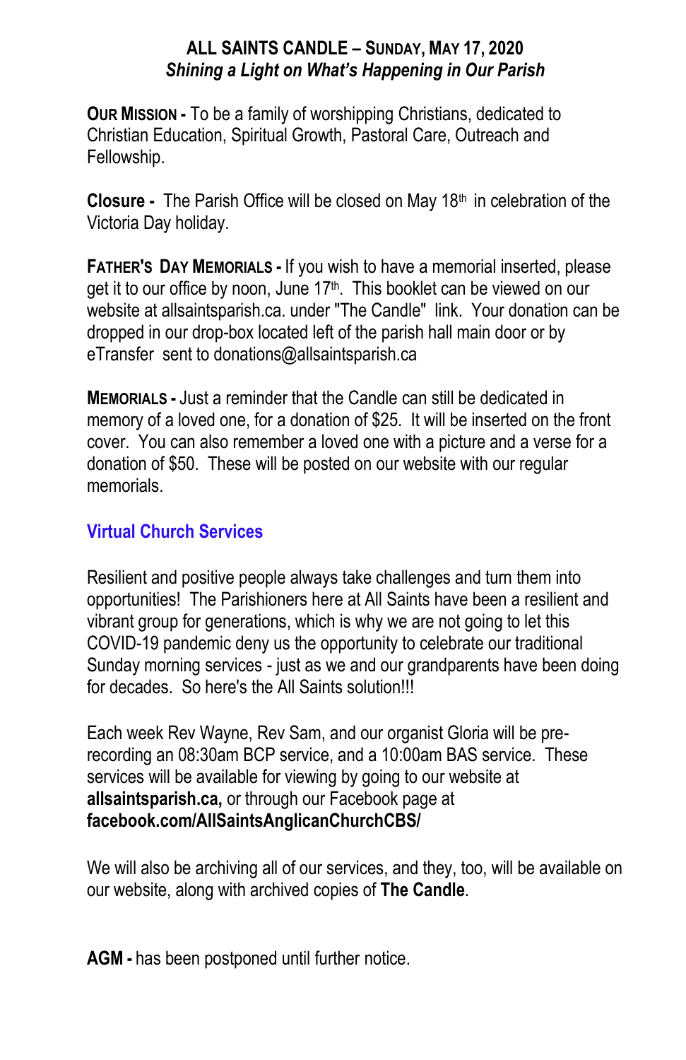**ALL SAINTS CANDLE – SUNDAY, MAY 17, 2020**

***Shining a Light on What's Happening in Our Parish***

**OUR MISSION -** To be a family of worshipping Christians, dedicated to Christian Education, Spiritual Growth, Pastoral Care, Outreach and Fellowship.

**Closure -** The Parish Office will be closed on May 18th in celebration of the Victoria Day holiday.

**FATHER'S DAY MEMORIALS -** If you wish to have a memorial inserted, please get it to our office by noon, June 17th. This booklet can be viewed on our website at allsaintsparish.ca. under "The Candle" link. Your donation can be dropped in our drop-box located left of the parish hall main door or by eTransfer sent to donations@allsaintsparish.ca

**MEMORIALS -** Just a reminder that the Candle can still be dedicated in memory of a loved one, for a donation of $25. It will be inserted on the front cover. You can also remember a loved one with a picture and a verse for a donation of $50. These will be posted on our website with our regular memorials.

## Virtual Church Services

Resilient and positive people always take challenges and turn them into opportunities! The Parishioners here at All Saints have been a resilient and vibrant group for generations, which is why we are not going to let this COVID-19 pandemic deny us the opportunity to celebrate our traditional Sunday morning services - just as we and our grandparents have been doing for decades. So here's the All Saints solution!!!

Each week Rev Wayne, Rev Sam, and our organist Gloria will be pre-recording an 08:30am BCP service, and a 10:00am BAS service. These services will be available for viewing by going to our website at **allsaintsparish.ca,** or through our Facebook page at **facebook.com/AllSaintsAnglicanChurchCBS/**

We will also be archiving all of our services, and they, too, will be available on our website, along with archived copies of **The Candle**.

**AGM -** has been postponed until further notice.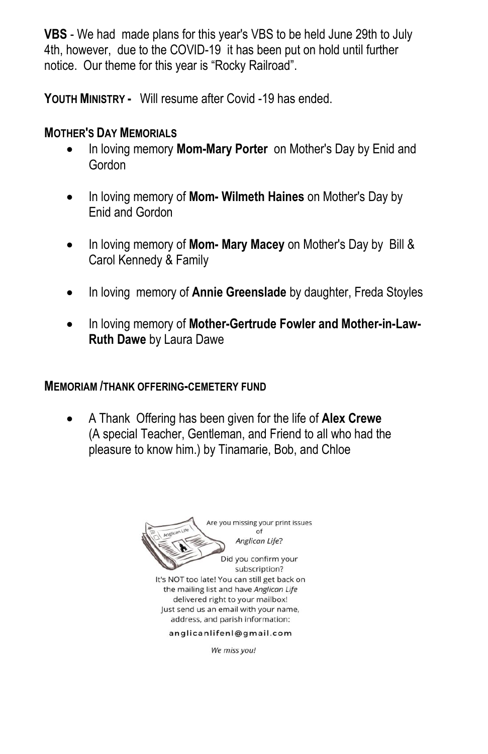**VBS** - We had made plans for this year's VBS to be held June 29th to July 4th, however, due to the COVID-19 it has been put on hold until further notice. Our theme for this year is "Rocky Railroad".

**YOUTH MINISTRY -** Will resume after Covid -19 has ended.

**MOTHER'S DAY MEMORIALS**

- In loving memory **Mom-Mary Porter** on Mother's Day by Enid and Gordon
- In loving memory of **Mom- Wilmeth Haines** on Mother's Day by Enid and Gordon
- In loving memory of **Mom- Mary Macey** on Mother's Day by Bill & Carol Kennedy & Family
- In loving memory of **Annie Greenslade** by daughter, Freda Stoyles
- In loving memory of **Mother-Gertrude Fowler and Mother-in-Law-Ruth Dawe** by Laura Dawe

**MEMORIAM /THANK OFFERING-CEMETERY FUND**

- A Thank Offering has been given for the life of **Alex Crewe** (A special Teacher, Gentleman, and Friend to all who had the pleasure to know him.) by Tinamarie, Bob, and Chloe

Are you missing your print issues of *Anglican Life*?

Did you confirm your subscription?

It's NOT too late! You can still get back on the mailing list and have *Anglican Life* delivered right to your mailbox! Just send us an email with your name, address, and parish information:

anglicanlifenl@gmail.com

*We miss you!*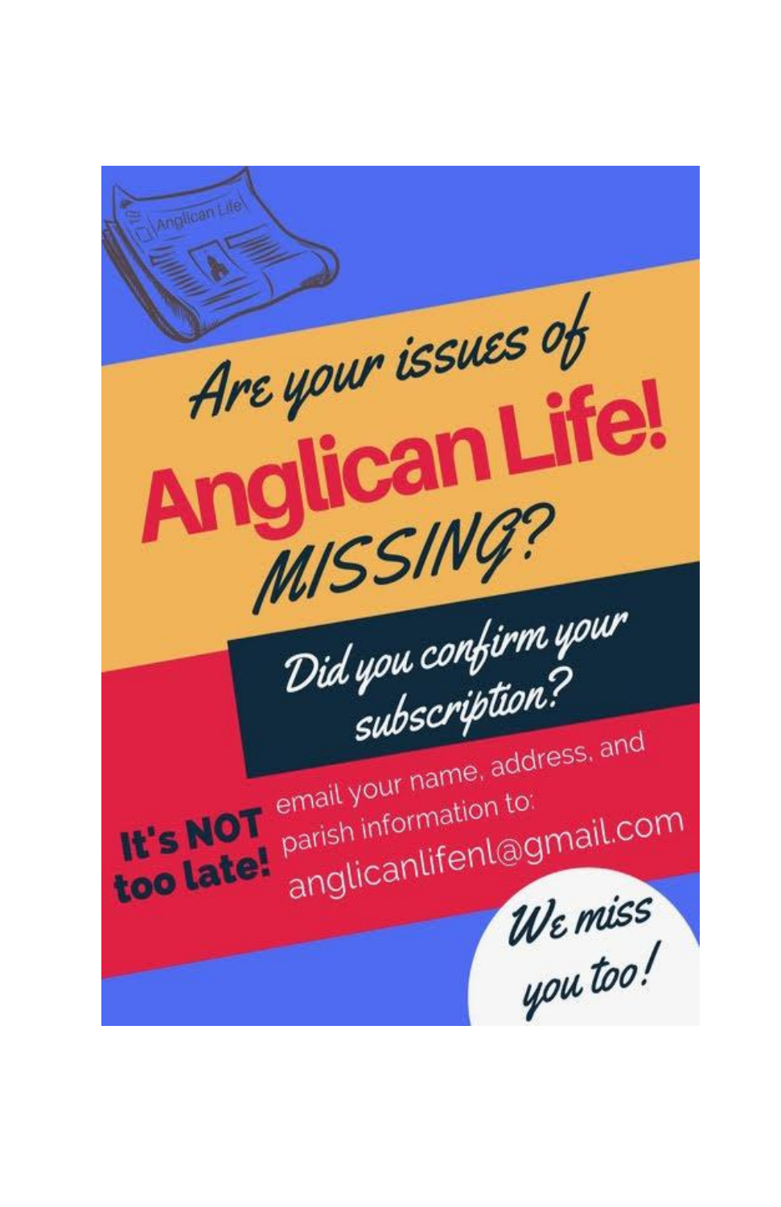# Are your issues of Anglican Life! MISSING?

## Did you confirm your subscription?

**It's NOT too late!**

email your name, address, and parish information to:
anglicanlifenl@gmail.com

*We miss you too!*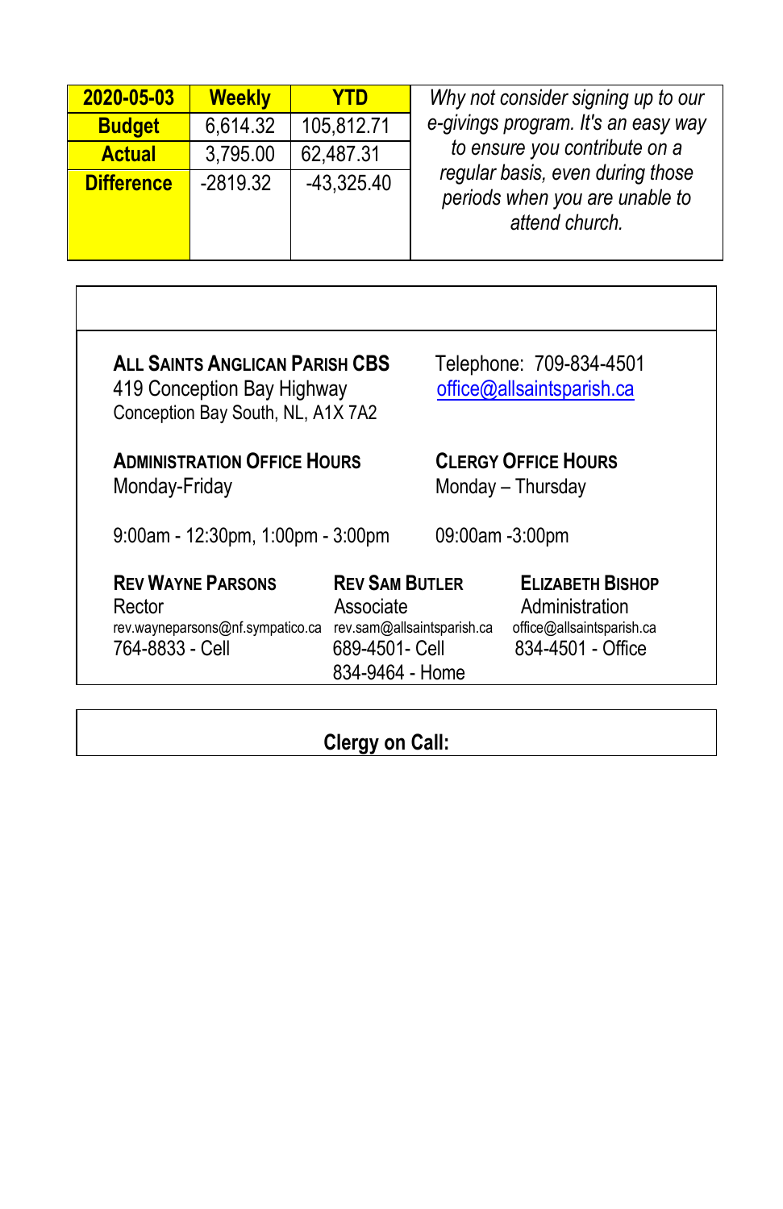| 2020-05-03 | Weekly | YTD |
|---|---|---|
| Budget | 6,614.32 | 105,812.71 |
| Actual | 3,795.00 | 62,487.31 |
| Difference | -2819.32 | -43,325.40 |

*Why not consider signing up to our e-givings program. It's an easy way to ensure you contribute on a regular basis, even during those periods when you are unable to attend church.*

**ALL SAINTS ANGLICAN PARISH CBS**
419 Conception Bay Highway
Conception Bay South, NL, A1X 7A2

Telephone: 709-834-4501
office@allsaintsparish.ca

**ADMINISTRATION OFFICE HOURS**
Monday-Friday

9:00am - 12:30pm, 1:00pm - 3:00pm

**CLERGY OFFICE HOURS**
Monday – Thursday

09:00am -3:00pm

**REV WAYNE PARSONS**
Rector
rev.wayneparsons@nf.sympatico.ca
764-8833 - Cell

**REV SAM BUTLER**
Associate
rev.sam@allsaintsparish.ca
689-4501- Cell
834-9464 - Home

**ELIZABETH BISHOP**
Administration
office@allsaintsparish.ca
834-4501 - Office

**Clergy on Call:**